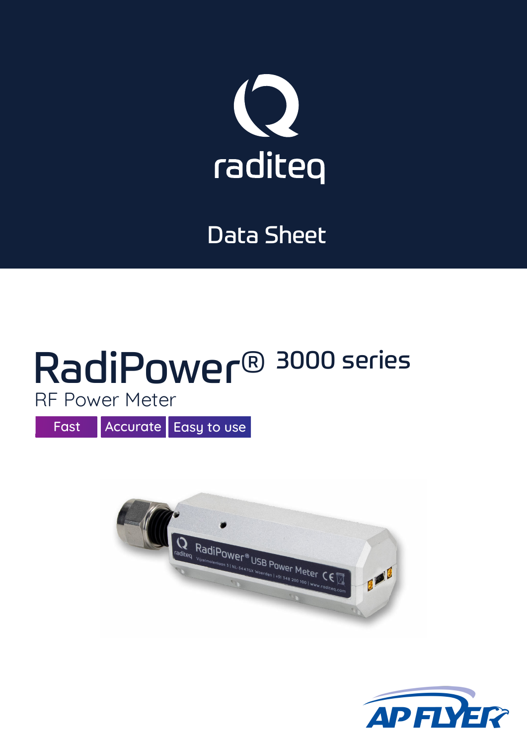raditeq

Data Sheet

# RadiPower® 3000 series

RF Power Meter

Fast | Accurate | Easy to use

AP FLYER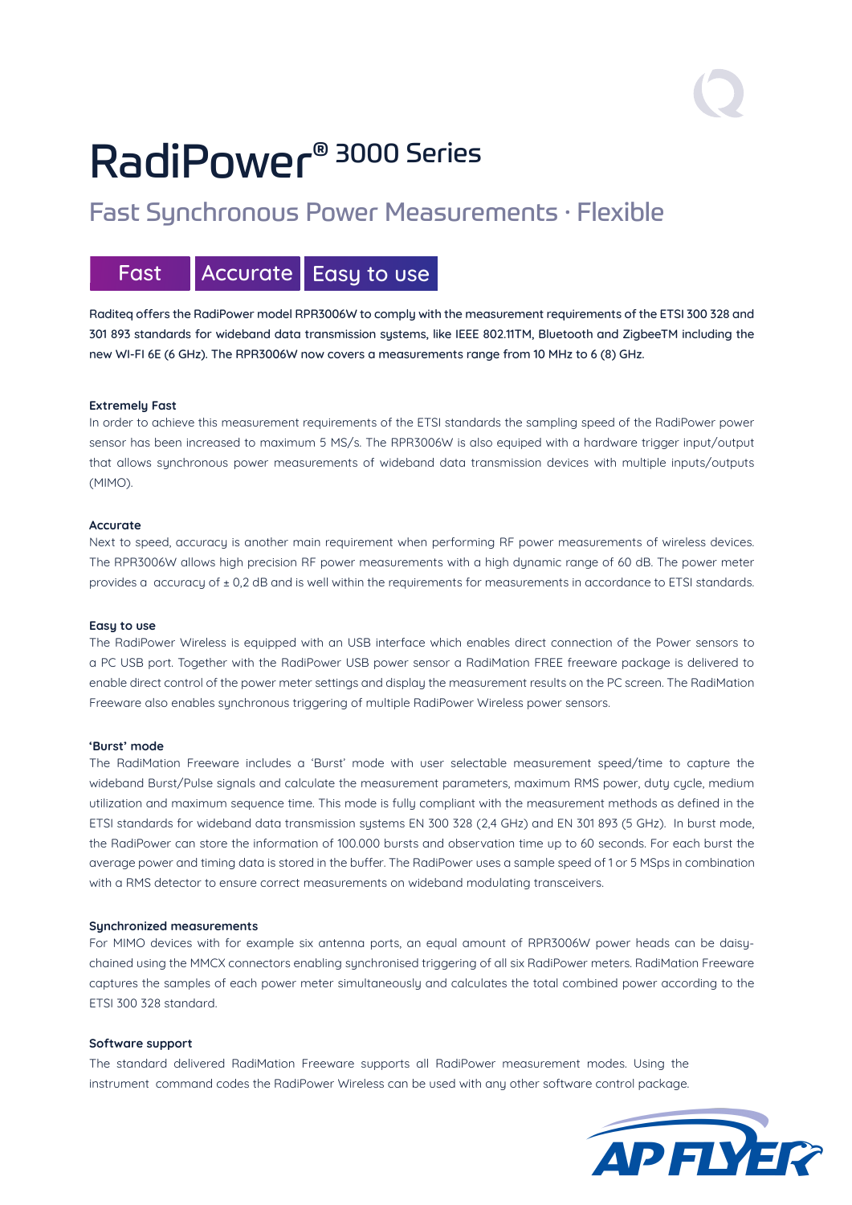# RadiPower® 3000 Series

## Fast Synchronous Power Measurements · Flexible

Fast | Accurate | Easy to use

**Raditeq offers the RadiPower model RPR3006W to comply with the measurement requirements of the ETSI 300 328 and 301 893 standards for wideband data transmission systems, like IEEE 802.11TM, Bluetooth and ZigbeeTM including the new WI-FI 6E (6 GHz). The RPR3006W now covers a measurements range from 10 MHz to 6 (8) GHz.**

**Extremely Fast**

In order to achieve this measurement requirements of the ETSI standards the sampling speed of the RadiPower power sensor has been increased to maximum 5 MS/s. The RPR3006W is also equiped with a hardware trigger input/output that allows synchronous power measurements of wideband data transmission devices with multiple inputs/outputs (MIMO).

**Accurate**

Next to speed, accuracy is another main requirement when performing RF power measurements of wireless devices. The RPR3006W allows high precision RF power measurements with a high dynamic range of 60 dB. The power meter provides a accuracy of ± 0,2 dB and is well within the requirements for measurements in accordance to ETSI standards.

**Easy to use**

The RadiPower Wireless is equipped with an USB interface which enables direct connection of the Power sensors to a PC USB port. Together with the RadiPower USB power sensor a RadiMation FREE freeware package is delivered to enable direct control of the power meter settings and display the measurement results on the PC screen. The RadiMation Freeware also enables synchronous triggering of multiple RadiPower Wireless power sensors.

**'Burst' mode**

The RadiMation Freeware includes a 'Burst' mode with user selectable measurement speed/time to capture the wideband Burst/Pulse signals and calculate the measurement parameters, maximum RMS power, duty cycle, medium utilization and maximum sequence time. This mode is fully compliant with the measurement methods as defined in the ETSI standards for wideband data transmission systems EN 300 328 (2,4 GHz) and EN 301 893 (5 GHz). In burst mode, the RadiPower can store the information of 100.000 bursts and observation time up to 60 seconds. For each burst the average power and timing data is stored in the buffer. The RadiPower uses a sample speed of 1 or 5 MSps in combination with a RMS detector to ensure correct measurements on wideband modulating transceivers.

**Synchronized measurements**

For MIMO devices with for example six antenna ports, an equal amount of RPR3006W power heads can be daisy-chained using the MMCX connectors enabling synchronised triggering of all six RadiPower meters. RadiMation Freeware captures the samples of each power meter simultaneously and calculates the total combined power according to the ETSI 300 328 standard.

**Software support**

The standard delivered RadiMation Freeware supports all RadiPower measurement modes. Using the instrument command codes the RadiPower Wireless can be used with any other software control package.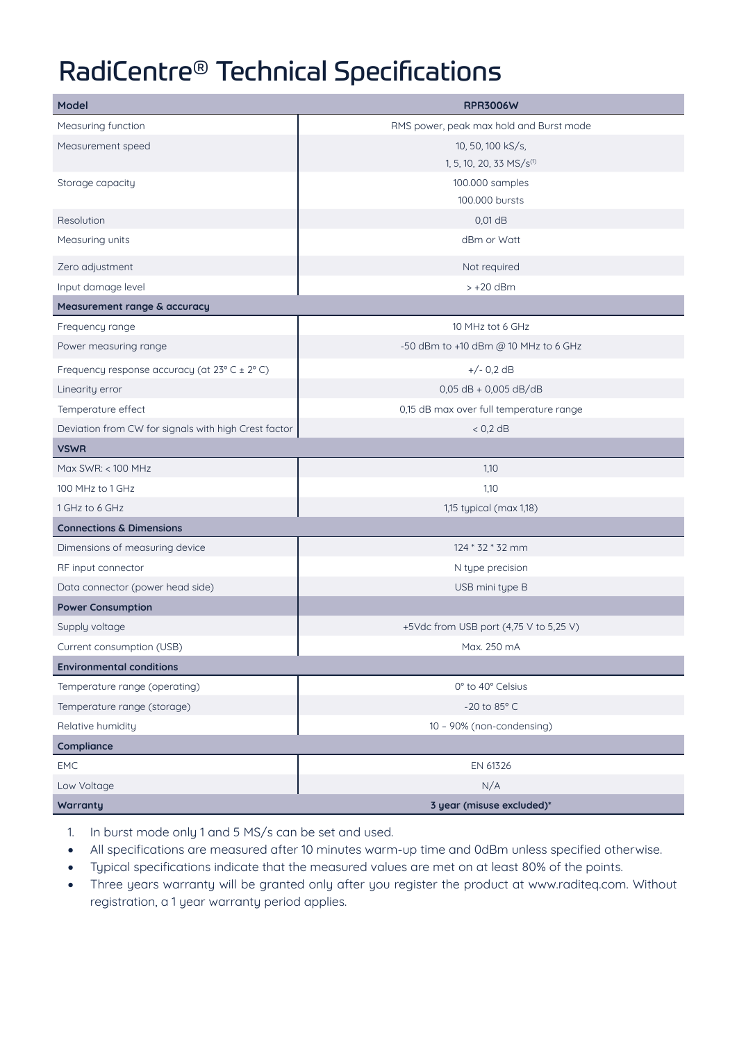# RadiCentre® Technical Specifications

| Model | RPR3006W |
|---|---|
| Measuring function | RMS power, peak max hold and Burst mode |
| Measurement speed | 10, 50, 100 kS/s,<br>1, 5, 10, 20, 33 MS/s(1) |
| Storage capacity | 100.000 samples<br>100.000 bursts |
| Resolution | 0,01 dB |
| Measuring units | dBm or Watt |
| Zero adjustment | Not required |
| Input damage level | > +20 dBm |
| **Measurement range & accuracy** | |
| Frequency range | 10 MHz tot 6 GHz |
| Power measuring range | -50 dBm to +10 dBm @ 10 MHz to 6 GHz |
| Frequency response accuracy (at 23° C ± 2° C) | +/- 0,2 dB |
| Linearity error | 0,05 dB + 0,005 dB/dB |
| Temperature effect | 0,15 dB max over full temperature range |
| Deviation from CW for signals with high Crest factor | < 0,2 dB |
| **VSWR** | |
| Max SWR: < 100 MHz | 1,10 |
| 100 MHz to 1 GHz | 1,10 |
| 1 GHz to 6 GHz | 1,15 typical (max 1,18) |
| **Connections & Dimensions** | |
| Dimensions of measuring device | 124 * 32 * 32 mm |
| RF input connector | N type precision |
| Data connector (power head side) | USB mini type B |
| **Power Consumption** | |
| Supply voltage | +5Vdc from USB port (4,75 V to 5,25 V) |
| Current consumption (USB) | Max. 250 mA |
| **Environmental conditions** | |
| Temperature range (operating) | 0° to 40° Celsius |
| Temperature range (storage) | -20 to 85° C |
| Relative humidity | 10 – 90% (non-condensing) |
| **Compliance** | |
| EMC | EN 61326 |
| Low Voltage | N/A |
| **Warranty** | **3 year (misuse excluded)*** |

1. In burst mode only 1 and 5 MS/s can be set and used.

- All specifications are measured after 10 minutes warm-up time and 0dBm unless specified otherwise.
- Typical specifications indicate that the measured values are met on at least 80% of the points.
- Three years warranty will be granted only after you register the product at www.raditeq.com. Without registration, a 1 year warranty period applies.